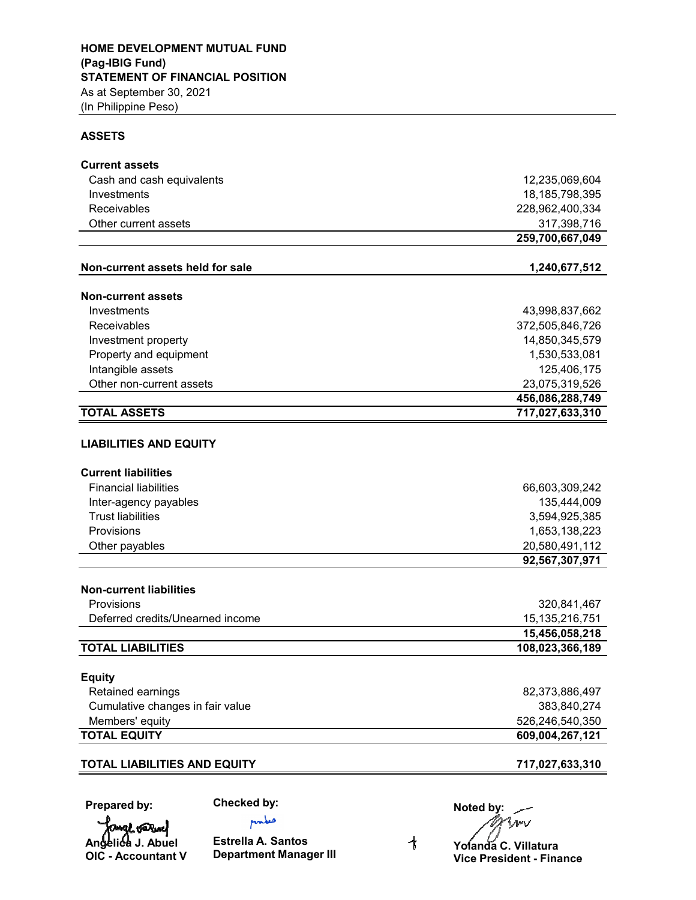**HOME DEVELOPMENT MUTUAL FUND**
**(Pag-IBIG Fund)**
**STATEMENT OF FINANCIAL POSITION**
As at September 30, 2021
(In Philippine Peso)

| | |
|---|---:|
| **ASSETS** | |
| **Current assets** | |
| Cash and cash equivalents | 12,235,069,604 |
| Investments | 18,185,798,395 |
| Receivables | 228,962,400,334 |
| Other current assets | 317,398,716 |
| | **259,700,667,049** |
| **Non-current assets held for sale** | **1,240,677,512** |
| **Non-current assets** | |
| Investments | 43,998,837,662 |
| Receivables | 372,505,846,726 |
| Investment property | 14,850,345,579 |
| Property and equipment | 1,530,533,081 |
| Intangible assets | 125,406,175 |
| Other non-current assets | 23,075,319,526 |
| | **456,086,288,749** |
| **TOTAL ASSETS** | **717,027,633,310** |
| **LIABILITIES AND EQUITY** | |
| **Current liabilities** | |
| Financial liabilities | 66,603,309,242 |
| Inter-agency payables | 135,444,009 |
| Trust liabilities | 3,594,925,385 |
| Provisions | 1,653,138,223 |
| Other payables | 20,580,491,112 |
| | **92,567,307,971** |
| **Non-current liabilities** | |
| Provisions | 320,841,467 |
| Deferred credits/Unearned income | 15,135,216,751 |
| | **15,456,058,218** |
| **TOTAL LIABILITIES** | **108,023,366,189** |
| **Equity** | |
| Retained earnings | 82,373,886,497 |
| Cumulative changes in fair value | 383,840,274 |
| Members' equity | 526,246,540,350 |
| **TOTAL EQUITY** | **609,004,267,121** |
| **TOTAL LIABILITIES AND EQUITY** | **717,027,633,310** |

| **Prepared by:** | **Checked by:** | **Noted by:** |
|---|---|---|
| **Angelica J. Abuel** | **Estrella A. Santos** | **Yolanda C. Villatura** |
| **OIC - Accountant V** | **Department Manager III** | **Vice President - Finance** |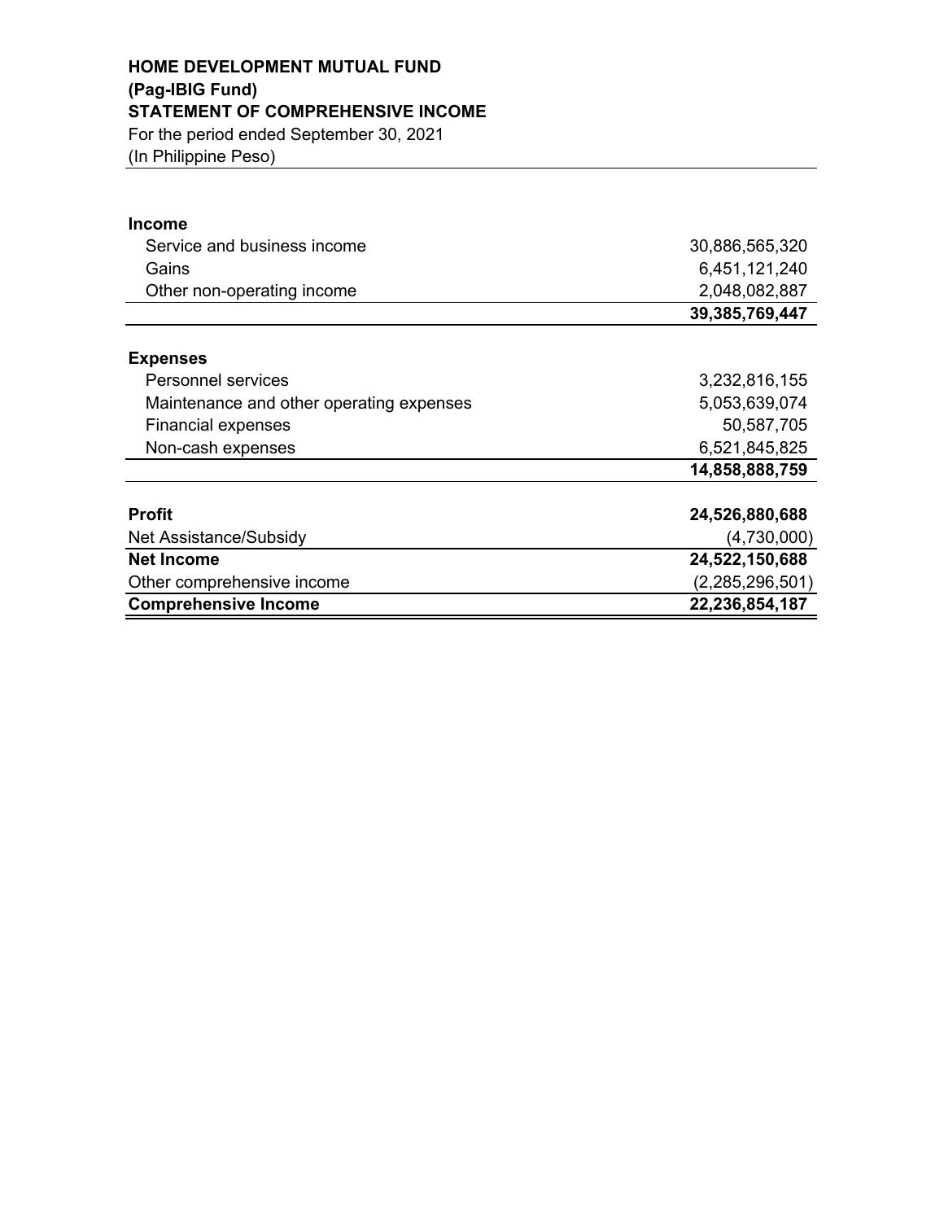**HOME DEVELOPMENT MUTUAL FUND**
**(Pag-IBIG Fund)**
**STATEMENT OF COMPREHENSIVE INCOME**
For the period ended September 30, 2021
(In Philippine Peso)

| | |
|---|---:|
| **Income** | |
| Service and business income | 30,886,565,320 |
| Gains | 6,451,121,240 |
| Other non-operating income | 2,048,082,887 |
| | **39,385,769,447** |
| **Expenses** | |
| Personnel services | 3,232,816,155 |
| Maintenance and other operating expenses | 5,053,639,074 |
| Financial expenses | 50,587,705 |
| Non-cash expenses | 6,521,845,825 |
| | **14,858,888,759** |
| **Profit** | **24,526,880,688** |
| Net Assistance/Subsidy | (4,730,000) |
| **Net Income** | **24,522,150,688** |
| Other comprehensive income | (2,285,296,501) |
| **Comprehensive Income** | **22,236,854,187** |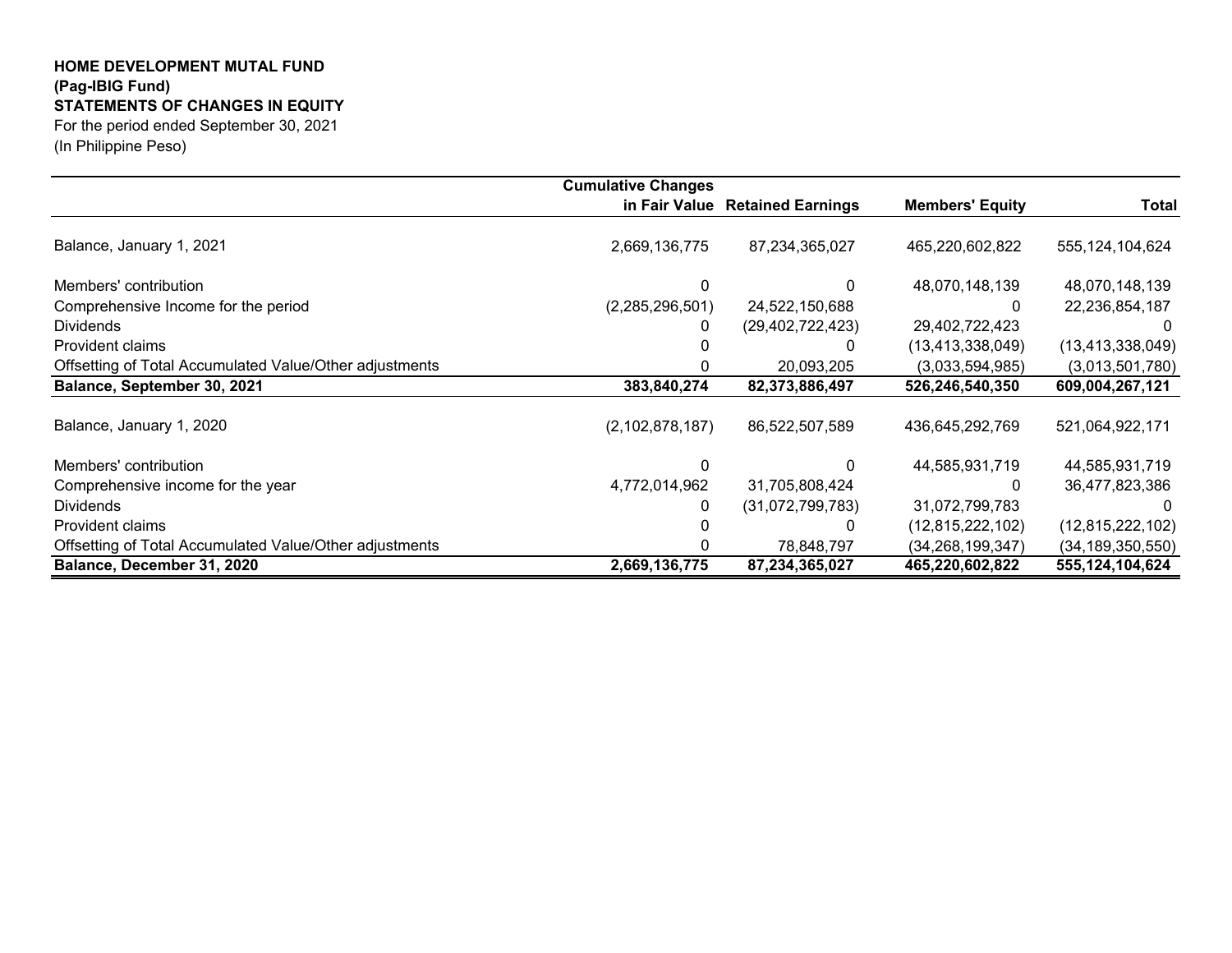**HOME DEVELOPMENT MUTAL FUND**
**(Pag-IBIG Fund)**
**STATEMENTS OF CHANGES IN EQUITY**
For the period ended September 30, 2021
(In Philippine Peso)

| | Cumulative Changes in Fair Value | Retained Earnings | Members' Equity | Total |
|---|---|---|---|---|
| Balance, January 1, 2021 | 2,669,136,775 | 87,234,365,027 | 465,220,602,822 | 555,124,104,624 |
| Members' contribution | 0 | 0 | 48,070,148,139 | 48,070,148,139 |
| Comprehensive Income for the period | (2,285,296,501) | 24,522,150,688 | 0 | 22,236,854,187 |
| Dividends | 0 | (29,402,722,423) | 29,402,722,423 | 0 |
| Provident claims | 0 | 0 | (13,413,338,049) | (13,413,338,049) |
| Offsetting of Total Accumulated Value/Other adjustments | 0 | 20,093,205 | (3,033,594,985) | (3,013,501,780) |
| **Balance, September 30, 2021** | **383,840,274** | **82,373,886,497** | **526,246,540,350** | **609,004,267,121** |
| Balance, January 1, 2020 | (2,102,878,187) | 86,522,507,589 | 436,645,292,769 | 521,064,922,171 |
| Members' contribution | 0 | 0 | 44,585,931,719 | 44,585,931,719 |
| Comprehensive income for the year | 4,772,014,962 | 31,705,808,424 | 0 | 36,477,823,386 |
| Dividends | 0 | (31,072,799,783) | 31,072,799,783 | 0 |
| Provident claims | 0 | 0 | (12,815,222,102) | (12,815,222,102) |
| Offsetting of Total Accumulated Value/Other adjustments | 0 | 78,848,797 | (34,268,199,347) | (34,189,350,550) |
| **Balance, December 31, 2020** | **2,669,136,775** | **87,234,365,027** | **465,220,602,822** | **555,124,104,624** |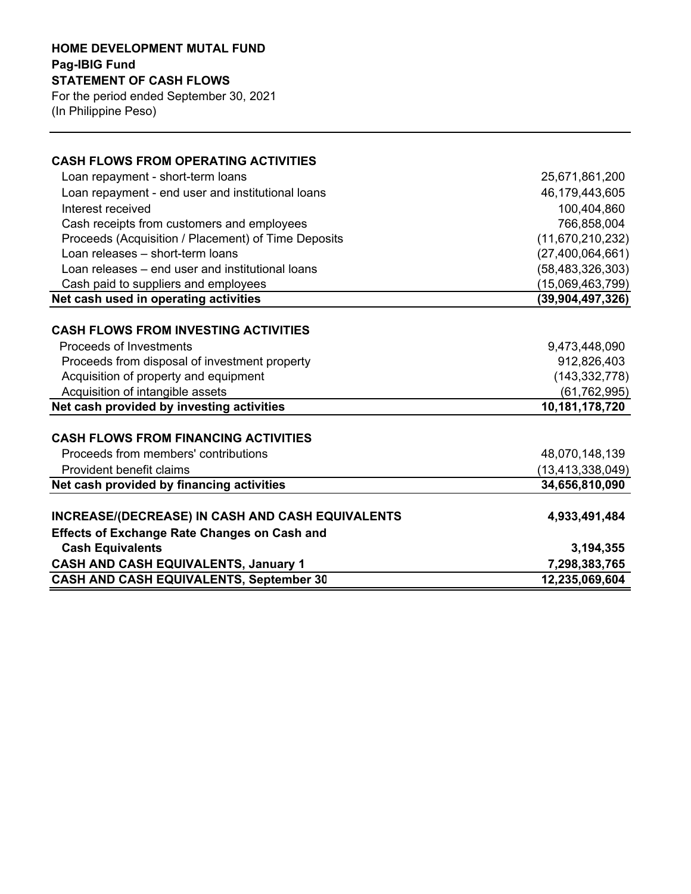**HOME DEVELOPMENT MUTAL FUND**
**Pag-IBIG Fund**
**STATEMENT OF CASH FLOWS**
For the period ended September 30, 2021
(In Philippine Peso)

| | |
|---|---|
| **CASH FLOWS FROM OPERATING ACTIVITIES** | |
| Loan repayment - short-term loans | 25,671,861,200 |
| Loan repayment - end user and institutional loans | 46,179,443,605 |
| Interest received | 100,404,860 |
| Cash receipts from customers and employees | 766,858,004 |
| Proceeds (Acquisition / Placement) of Time Deposits | (11,670,210,232) |
| Loan releases – short-term loans | (27,400,064,661) |
| Loan releases – end user and institutional loans | (58,483,326,303) |
| Cash paid to suppliers and employees | (15,069,463,799) |
| **Net cash used in operating activities** | **(39,904,497,326)** |
| **CASH FLOWS FROM INVESTING ACTIVITIES** | |
| Proceeds of Investments | 9,473,448,090 |
| Proceeds from disposal of investment property | 912,826,403 |
| Acquisition of property and equipment | (143,332,778) |
| Acquisition of intangible assets | (61,762,995) |
| **Net cash provided by investing activities** | **10,181,178,720** |
| **CASH FLOWS FROM FINANCING ACTIVITIES** | |
| Proceeds from members' contributions | 48,070,148,139 |
| Provident benefit claims | (13,413,338,049) |
| **Net cash provided by financing activities** | **34,656,810,090** |
| **INCREASE/(DECREASE) IN CASH AND CASH EQUIVALENTS** | **4,933,491,484** |
| **Effects of Exchange Rate Changes on Cash and Cash Equivalents** | **3,194,355** |
| **CASH AND CASH EQUIVALENTS, January 1** | **7,298,383,765** |
| **CASH AND CASH EQUIVALENTS, September 30** | **12,235,069,604** |